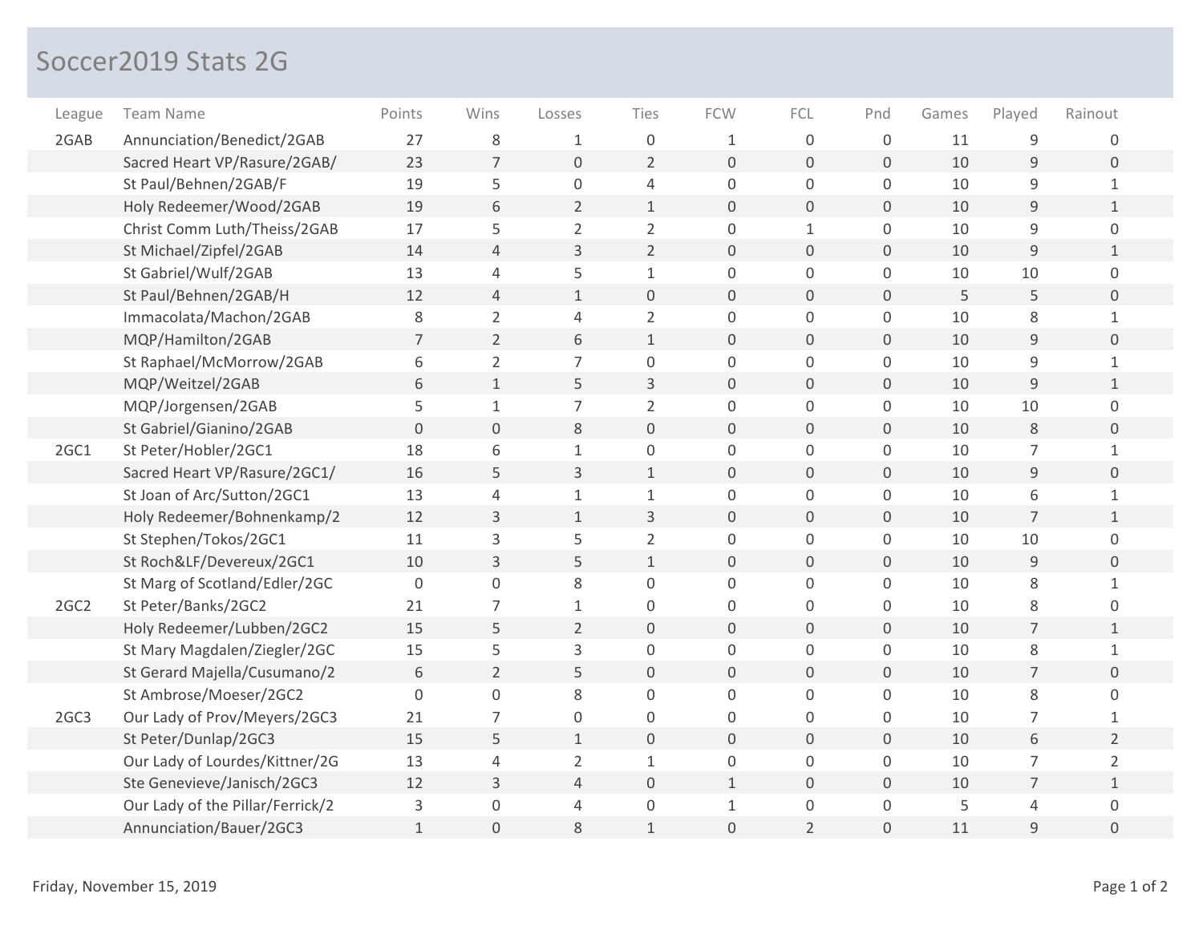# Soccer2019 Stats 2G

| League | Team Name | Points | Wins | Losses | Ties | FCW | FCL | Pnd | Games | Played | Rainout |
|---|---|---|---|---|---|---|---|---|---|---|---|
| 2GAB | Annunciation/Benedict/2GAB | 27 | 8 | 1 | 0 | 1 | 0 | 0 | 11 | 9 | 0 |
| | Sacred Heart VP/Rasure/2GAB/ | 23 | 7 | 0 | 2 | 0 | 0 | 0 | 10 | 9 | 0 |
| | St Paul/Behnen/2GAB/F | 19 | 5 | 0 | 4 | 0 | 0 | 0 | 10 | 9 | 1 |
| | Holy Redeemer/Wood/2GAB | 19 | 6 | 2 | 1 | 0 | 0 | 0 | 10 | 9 | 1 |
| | Christ Comm Luth/Theiss/2GAB | 17 | 5 | 2 | 2 | 0 | 1 | 0 | 10 | 9 | 0 |
| | St Michael/Zipfel/2GAB | 14 | 4 | 3 | 2 | 0 | 0 | 0 | 10 | 9 | 1 |
| | St Gabriel/Wulf/2GAB | 13 | 4 | 5 | 1 | 0 | 0 | 0 | 10 | 10 | 0 |
| | St Paul/Behnen/2GAB/H | 12 | 4 | 1 | 0 | 0 | 0 | 0 | 5 | 5 | 0 |
| | Immacolata/Machon/2GAB | 8 | 2 | 4 | 2 | 0 | 0 | 0 | 10 | 8 | 1 |
| | MQP/Hamilton/2GAB | 7 | 2 | 6 | 1 | 0 | 0 | 0 | 10 | 9 | 0 |
| | St Raphael/McMorrow/2GAB | 6 | 2 | 7 | 0 | 0 | 0 | 0 | 10 | 9 | 1 |
| | MQP/Weitzel/2GAB | 6 | 1 | 5 | 3 | 0 | 0 | 0 | 10 | 9 | 1 |
| | MQP/Jorgensen/2GAB | 5 | 1 | 7 | 2 | 0 | 0 | 0 | 10 | 10 | 0 |
| | St Gabriel/Gianino/2GAB | 0 | 0 | 8 | 0 | 0 | 0 | 0 | 10 | 8 | 0 |
| 2GC1 | St Peter/Hobler/2GC1 | 18 | 6 | 1 | 0 | 0 | 0 | 0 | 10 | 7 | 1 |
| | Sacred Heart VP/Rasure/2GC1/ | 16 | 5 | 3 | 1 | 0 | 0 | 0 | 10 | 9 | 0 |
| | St Joan of Arc/Sutton/2GC1 | 13 | 4 | 1 | 1 | 0 | 0 | 0 | 10 | 6 | 1 |
| | Holy Redeemer/Bohnenkamp/2 | 12 | 3 | 1 | 3 | 0 | 0 | 0 | 10 | 7 | 1 |
| | St Stephen/Tokos/2GC1 | 11 | 3 | 5 | 2 | 0 | 0 | 0 | 10 | 10 | 0 |
| | St Roch&LF/Devereux/2GC1 | 10 | 3 | 5 | 1 | 0 | 0 | 0 | 10 | 9 | 0 |
| | St Marg of Scotland/Edler/2GC | 0 | 0 | 8 | 0 | 0 | 0 | 0 | 10 | 8 | 1 |
| 2GC2 | St Peter/Banks/2GC2 | 21 | 7 | 1 | 0 | 0 | 0 | 0 | 10 | 8 | 0 |
| | Holy Redeemer/Lubben/2GC2 | 15 | 5 | 2 | 0 | 0 | 0 | 0 | 10 | 7 | 1 |
| | St Mary Magdalen/Ziegler/2GC | 15 | 5 | 3 | 0 | 0 | 0 | 0 | 10 | 8 | 1 |
| | St Gerard Majella/Cusumano/2 | 6 | 2 | 5 | 0 | 0 | 0 | 0 | 10 | 7 | 0 |
| | St Ambrose/Moeser/2GC2 | 0 | 0 | 8 | 0 | 0 | 0 | 0 | 10 | 8 | 0 |
| 2GC3 | Our Lady of Prov/Meyers/2GC3 | 21 | 7 | 0 | 0 | 0 | 0 | 0 | 10 | 7 | 1 |
| | St Peter/Dunlap/2GC3 | 15 | 5 | 1 | 0 | 0 | 0 | 0 | 10 | 6 | 2 |
| | Our Lady of Lourdes/Kittner/2G | 13 | 4 | 2 | 1 | 0 | 0 | 0 | 10 | 7 | 2 |
| | Ste Genevieve/Janisch/2GC3 | 12 | 3 | 4 | 0 | 1 | 0 | 0 | 10 | 7 | 1 |
| | Our Lady of the Pillar/Ferrick/2 | 3 | 0 | 4 | 0 | 1 | 0 | 0 | 5 | 4 | 0 |
| | Annunciation/Bauer/2GC3 | 1 | 0 | 8 | 1 | 0 | 2 | 0 | 11 | 9 | 0 |

Friday, November 15, 2019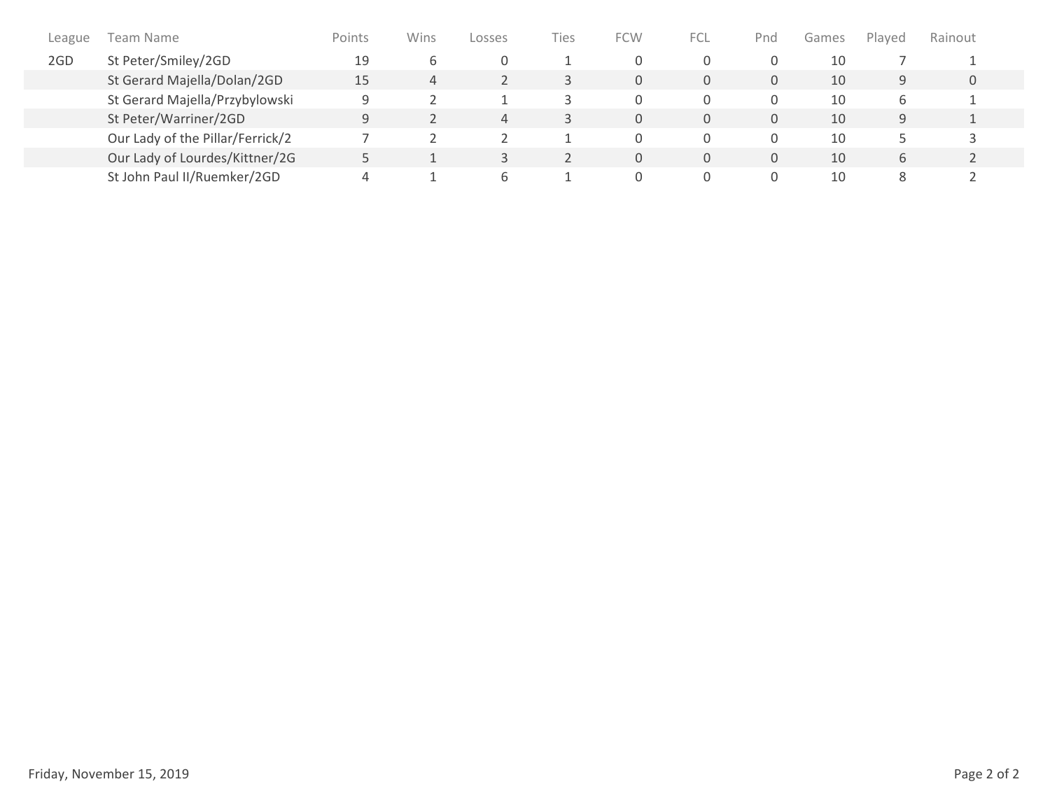| League | Team Name | Points | Wins | Losses | Ties | FCW | FCL | Pnd | Games | Played | Rainout |
|---|---|---|---|---|---|---|---|---|---|---|---|
| 2GD | St Peter/Smiley/2GD | 19 | 6 | 0 | 1 | 0 | 0 | 0 | 10 | 7 | 1 |
| | St Gerard Majella/Dolan/2GD | 15 | 4 | 2 | 3 | 0 | 0 | 0 | 10 | 9 | 0 |
| | St Gerard Majella/Przybylowski | 9 | 2 | 1 | 3 | 0 | 0 | 0 | 10 | 6 | 1 |
| | St Peter/Warriner/2GD | 9 | 2 | 4 | 3 | 0 | 0 | 0 | 10 | 9 | 1 |
| | Our Lady of the Pillar/Ferrick/2 | 7 | 2 | 2 | 1 | 0 | 0 | 0 | 10 | 5 | 3 |
| | Our Lady of Lourdes/Kittner/2G | 5 | 1 | 3 | 2 | 0 | 0 | 0 | 10 | 6 | 2 |
| | St John Paul II/Ruemker/2GD | 4 | 1 | 6 | 1 | 0 | 0 | 0 | 10 | 8 | 2 |

Friday, November 15, 2019